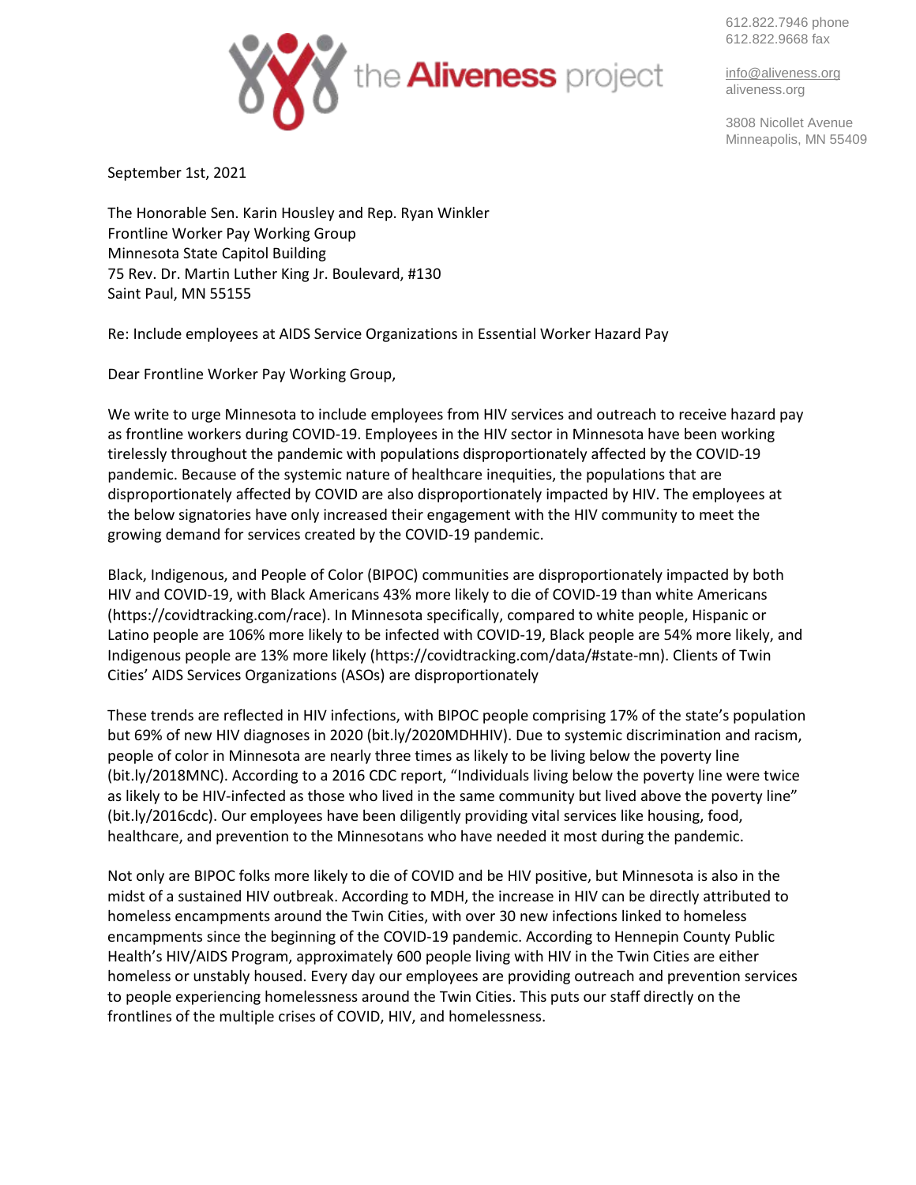the **Aliveness** project

612.822.7946 phone
612.822.9668 fax

info@aliveness.org
aliveness.org

3808 Nicollet Avenue
Minneapolis, MN 55409

September 1st, 2021

The Honorable Sen. Karin Housley and Rep. Ryan Winkler
Frontline Worker Pay Working Group
Minnesota State Capitol Building
75 Rev. Dr. Martin Luther King Jr. Boulevard, #130
Saint Paul, MN 55155

Re: Include employees at AIDS Service Organizations in Essential Worker Hazard Pay

Dear Frontline Worker Pay Working Group,

We write to urge Minnesota to include employees from HIV services and outreach to receive hazard pay as frontline workers during COVID-19. Employees in the HIV sector in Minnesota have been working tirelessly throughout the pandemic with populations disproportionately affected by the COVID-19 pandemic. Because of the systemic nature of healthcare inequities, the populations that are disproportionately affected by COVID are also disproportionately impacted by HIV. The employees at the below signatories have only increased their engagement with the HIV community to meet the growing demand for services created by the COVID-19 pandemic.

Black, Indigenous, and People of Color (BIPOC) communities are disproportionately impacted by both HIV and COVID-19, with Black Americans 43% more likely to die of COVID-19 than white Americans (https://covidtracking.com/race). In Minnesota specifically, compared to white people, Hispanic or Latino people are 106% more likely to be infected with COVID-19, Black people are 54% more likely, and Indigenous people are 13% more likely (https://covidtracking.com/data/#state-mn). Clients of Twin Cities' AIDS Services Organizations (ASOs) are disproportionately

These trends are reflected in HIV infections, with BIPOC people comprising 17% of the state's population but 69% of new HIV diagnoses in 2020 (bit.ly/2020MDHHIV). Due to systemic discrimination and racism, people of color in Minnesota are nearly three times as likely to be living below the poverty line (bit.ly/2018MNC). According to a 2016 CDC report, "Individuals living below the poverty line were twice as likely to be HIV-infected as those who lived in the same community but lived above the poverty line" (bit.ly/2016cdc). Our employees have been diligently providing vital services like housing, food, healthcare, and prevention to the Minnesotans who have needed it most during the pandemic.

Not only are BIPOC folks more likely to die of COVID and be HIV positive, but Minnesota is also in the midst of a sustained HIV outbreak. According to MDH, the increase in HIV can be directly attributed to homeless encampments around the Twin Cities, with over 30 new infections linked to homeless encampments since the beginning of the COVID-19 pandemic. According to Hennepin County Public Health's HIV/AIDS Program, approximately 600 people living with HIV in the Twin Cities are either homeless or unstably housed. Every day our employees are providing outreach and prevention services to people experiencing homelessness around the Twin Cities. This puts our staff directly on the frontlines of the multiple crises of COVID, HIV, and homelessness.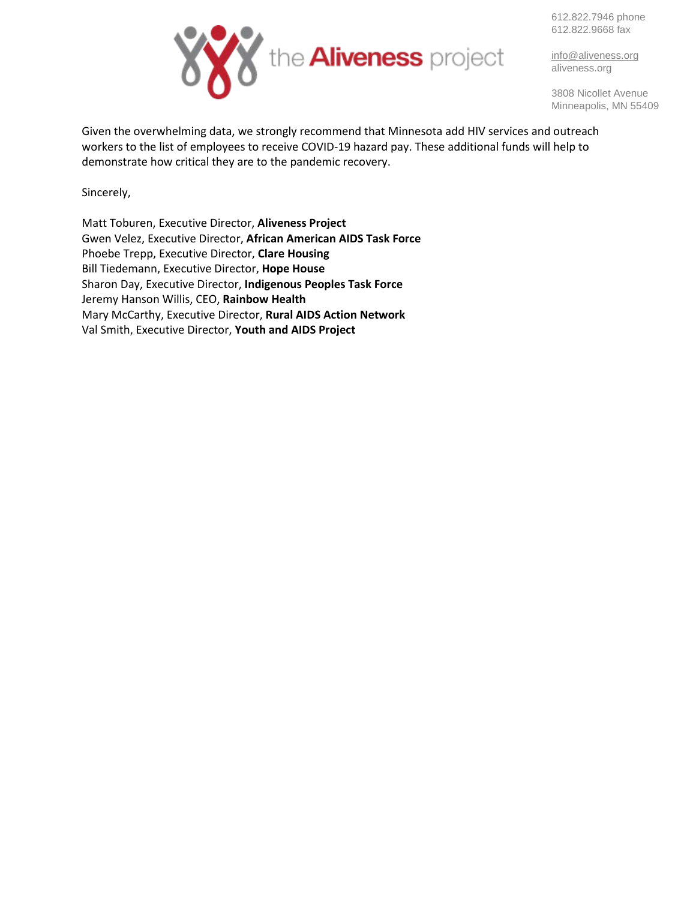the Aliveness project

612.822.7946 phone
612.822.9668 fax

info@aliveness.org
aliveness.org

3808 Nicollet Avenue
Minneapolis, MN 55409

Given the overwhelming data, we strongly recommend that Minnesota add HIV services and outreach workers to the list of employees to receive COVID-19 hazard pay. These additional funds will help to demonstrate how critical they are to the pandemic recovery.

Sincerely,

Matt Toburen, Executive Director, **Aliveness Project**
Gwen Velez, Executive Director, **African American AIDS Task Force**
Phoebe Trepp, Executive Director, **Clare Housing**
Bill Tiedemann, Executive Director, **Hope House**
Sharon Day, Executive Director, **Indigenous Peoples Task Force**
Jeremy Hanson Willis, CEO, **Rainbow Health**
Mary McCarthy, Executive Director, **Rural AIDS Action Network**
Val Smith, Executive Director, **Youth and AIDS Project**